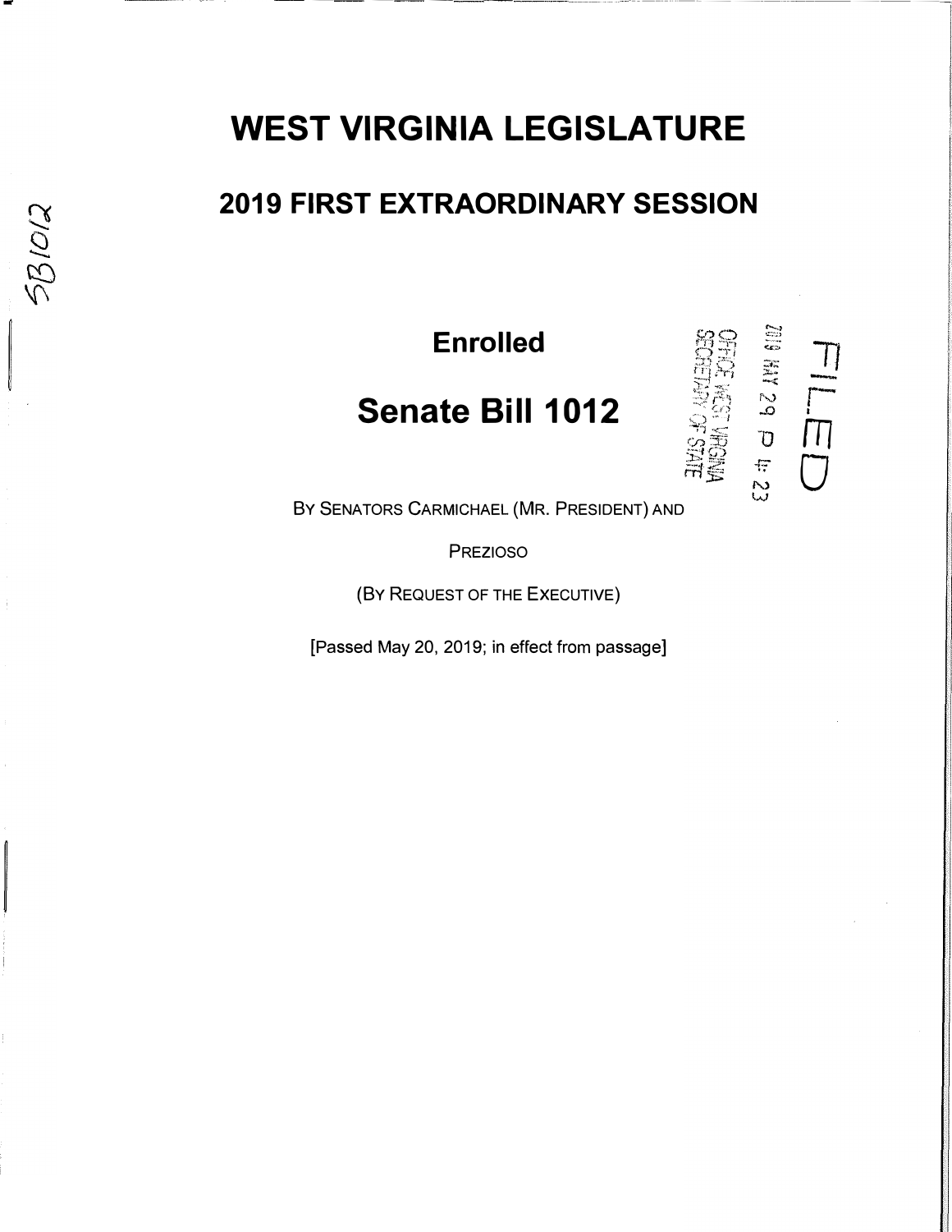# WEST VIRGINIA LEGISLATURE

## 2019 FIRST EXTRAORDINARY SESSION

**Enrolled**

# Senate Bill 1012

FILED

2019 MAY 29 P 4: 23

OFFICE WEST VIRGINIA SECRETARY OF STATE

BY SENATORS CARMICHAEL (MR. PRESIDENT) AND PREZIOSO

(BY REQUEST OF THE EXECUTIVE)

[Passed May 20, 2019; in effect from passage]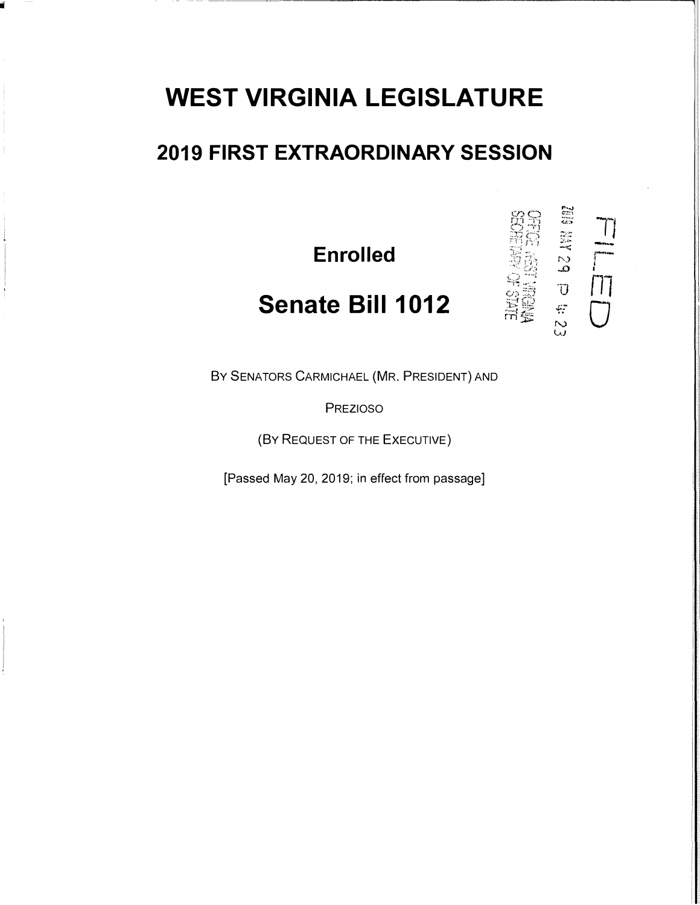# WEST VIRGINIA LEGISLATURE

## 2019 FIRST EXTRAORDINARY SESSION

FILED

2019 MAY 29 P 4: 23

OFFICE WEST VIRGINIA SECRETARY OF STATE

**Enrolled**

# Senate Bill 1012

BY SENATORS CARMICHAEL (MR. PRESIDENT) AND PREZIOSO

(BY REQUEST OF THE EXECUTIVE)

[Passed May 20, 2019; in effect from passage]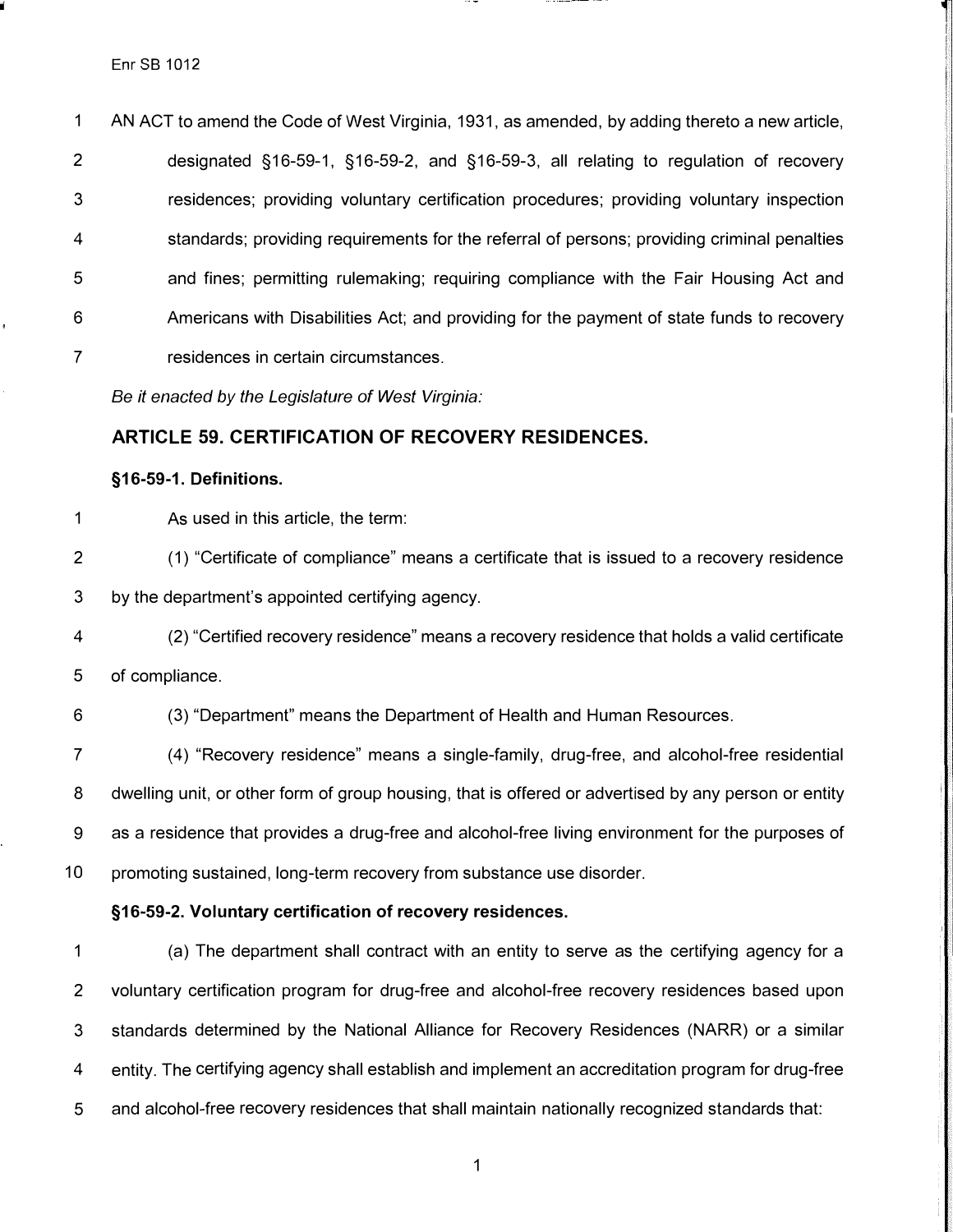Enr SB 1012

AN ACT to amend the Code of West Virginia, 1931, as amended, by adding thereto a new article, designated §16-59-1, §16-59-2, and §16-59-3, all relating to regulation of recovery residences; providing voluntary certification procedures; providing voluntary inspection standards; providing requirements for the referral of persons; providing criminal penalties and fines; permitting rulemaking; requiring compliance with the Fair Housing Act and Americans with Disabilities Act; and providing for the payment of state funds to recovery residences in certain circumstances.

*Be it enacted by the Legislature of West Virginia:*

## ARTICLE 59. CERTIFICATION OF RECOVERY RESIDENCES.

### §16-59-1. Definitions.

As used in this article, the term:

(1) "Certificate of compliance" means a certificate that is issued to a recovery residence by the department's appointed certifying agency.

(2) "Certified recovery residence" means a recovery residence that holds a valid certificate of compliance.

(3) "Department" means the Department of Health and Human Resources.

(4) "Recovery residence" means a single-family, drug-free, and alcohol-free residential dwelling unit, or other form of group housing, that is offered or advertised by any person or entity as a residence that provides a drug-free and alcohol-free living environment for the purposes of promoting sustained, long-term recovery from substance use disorder.

### §16-59-2. Voluntary certification of recovery residences.

(a) The department shall contract with an entity to serve as the certifying agency for a voluntary certification program for drug-free and alcohol-free recovery residences based upon standards determined by the National Alliance for Recovery Residences (NARR) or a similar entity. The certifying agency shall establish and implement an accreditation program for drug-free and alcohol-free recovery residences that shall maintain nationally recognized standards that: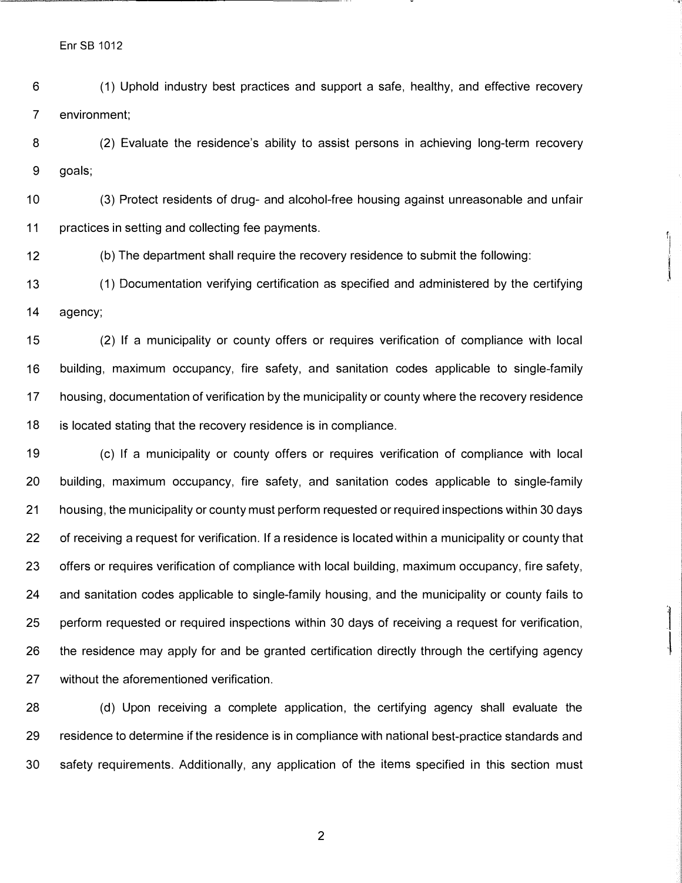(1) Uphold industry best practices and support a safe, healthy, and effective recovery environment;

(2) Evaluate the residence's ability to assist persons in achieving long-term recovery goals;

(3) Protect residents of drug- and alcohol-free housing against unreasonable and unfair practices in setting and collecting fee payments.

(b) The department shall require the recovery residence to submit the following:

(1) Documentation verifying certification as specified and administered by the certifying agency;

(2) If a municipality or county offers or requires verification of compliance with local building, maximum occupancy, fire safety, and sanitation codes applicable to single-family housing, documentation of verification by the municipality or county where the recovery residence is located stating that the recovery residence is in compliance.

(c) If a municipality or county offers or requires verification of compliance with local building, maximum occupancy, fire safety, and sanitation codes applicable to single-family housing, the municipality or county must perform requested or required inspections within 30 days of receiving a request for verification. If a residence is located within a municipality or county that offers or requires verification of compliance with local building, maximum occupancy, fire safety, and sanitation codes applicable to single-family housing, and the municipality or county fails to perform requested or required inspections within 30 days of receiving a request for verification, the residence may apply for and be granted certification directly through the certifying agency without the aforementioned verification.

(d) Upon receiving a complete application, the certifying agency shall evaluate the residence to determine if the residence is in compliance with national best-practice standards and safety requirements. Additionally, any application of the items specified in this section must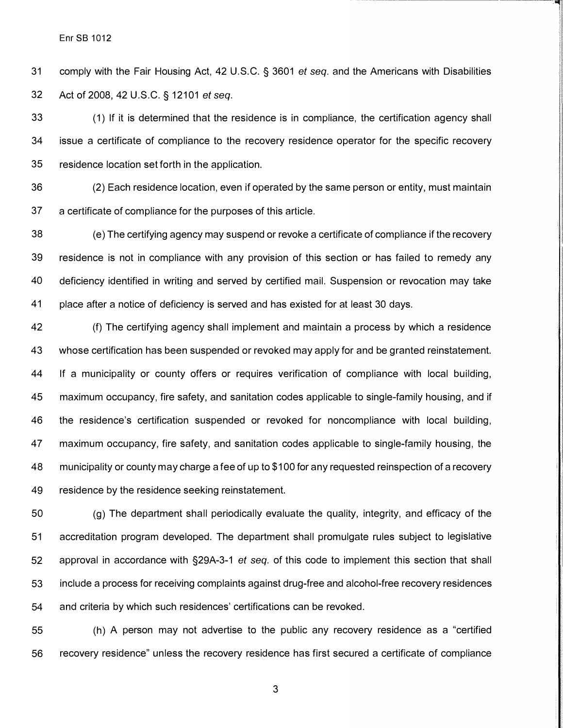comply with the Fair Housing Act, 42 U.S.C. § 3601 *et seq.* and the Americans with Disabilities Act of 2008, 42 U.S.C. § 12101 *et seq.*

(1) If it is determined that the residence is in compliance, the certification agency shall issue a certificate of compliance to the recovery residence operator for the specific recovery residence location set forth in the application.

(2) Each residence location, even if operated by the same person or entity, must maintain a certificate of compliance for the purposes of this article.

(e) The certifying agency may suspend or revoke a certificate of compliance if the recovery residence is not in compliance with any provision of this section or has failed to remedy any deficiency identified in writing and served by certified mail. Suspension or revocation may take place after a notice of deficiency is served and has existed for at least 30 days.

(f) The certifying agency shall implement and maintain a process by which a residence whose certification has been suspended or revoked may apply for and be granted reinstatement. If a municipality or county offers or requires verification of compliance with local building, maximum occupancy, fire safety, and sanitation codes applicable to single-family housing, and if the residence's certification suspended or revoked for noncompliance with local building, maximum occupancy, fire safety, and sanitation codes applicable to single-family housing, the municipality or county may charge a fee of up to $100 for any requested reinspection of a recovery residence by the residence seeking reinstatement.

(g) The department shall periodically evaluate the quality, integrity, and efficacy of the accreditation program developed. The department shall promulgate rules subject to legislative approval in accordance with §29A-3-1 *et seq.* of this code to implement this section that shall include a process for receiving complaints against drug-free and alcohol-free recovery residences and criteria by which such residences' certifications can be revoked.

(h) A person may not advertise to the public any recovery residence as a "certified recovery residence" unless the recovery residence has first secured a certificate of compliance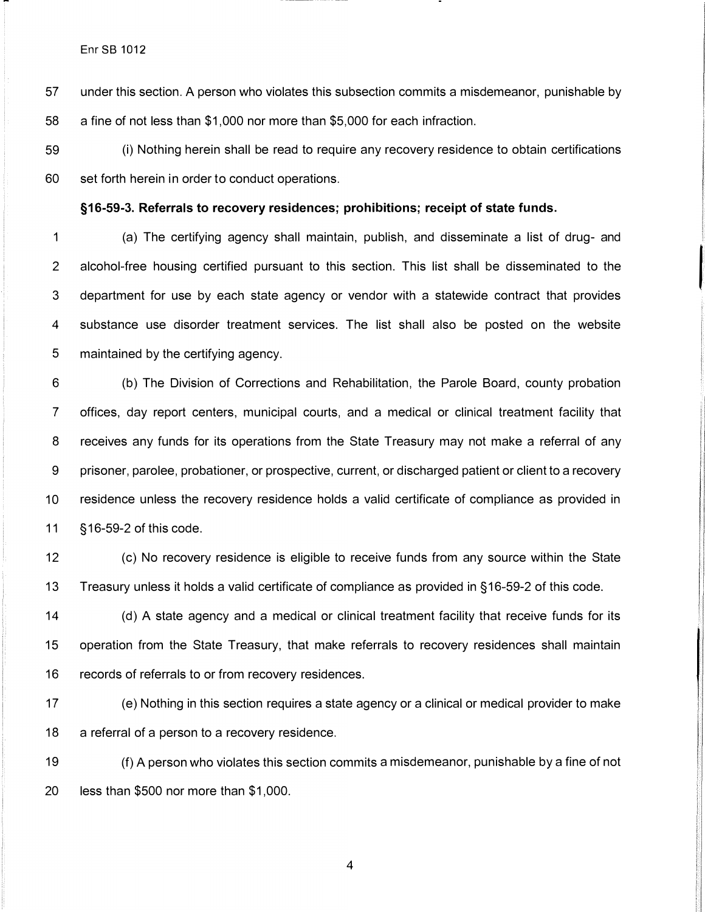under this section. A person who violates this subsection commits a misdemeanor, punishable by a fine of not less than $1,000 nor more than $5,000 for each infraction.

(i) Nothing herein shall be read to require any recovery residence to obtain certifications set forth herein in order to conduct operations.

**§16-59-3. Referrals to recovery residences; prohibitions; receipt of state funds.**

(a) The certifying agency shall maintain, publish, and disseminate a list of drug- and alcohol-free housing certified pursuant to this section. This list shall be disseminated to the department for use by each state agency or vendor with a statewide contract that provides substance use disorder treatment services. The list shall also be posted on the website maintained by the certifying agency.

(b) The Division of Corrections and Rehabilitation, the Parole Board, county probation offices, day report centers, municipal courts, and a medical or clinical treatment facility that receives any funds for its operations from the State Treasury may not make a referral of any prisoner, parolee, probationer, or prospective, current, or discharged patient or client to a recovery residence unless the recovery residence holds a valid certificate of compliance as provided in §16-59-2 of this code.

(c) No recovery residence is eligible to receive funds from any source within the State Treasury unless it holds a valid certificate of compliance as provided in §16-59-2 of this code.

(d) A state agency and a medical or clinical treatment facility that receive funds for its operation from the State Treasury, that make referrals to recovery residences shall maintain records of referrals to or from recovery residences.

(e) Nothing in this section requires a state agency or a clinical or medical provider to make a referral of a person to a recovery residence.

(f) A person who violates this section commits a misdemeanor, punishable by a fine of not less than $500 nor more than $1,000.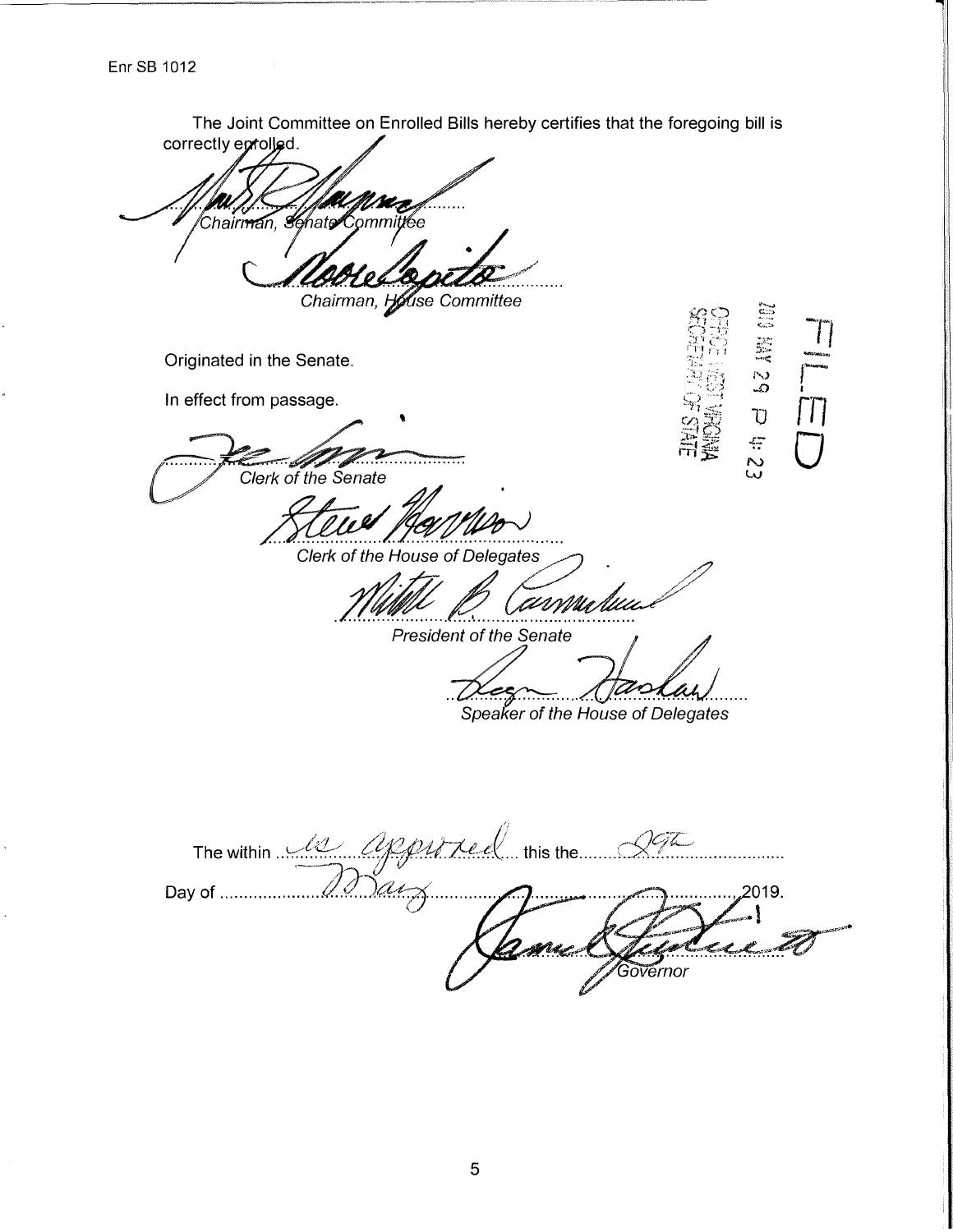Enr SB 1012

The Joint Committee on Enrolled Bills hereby certifies that the foregoing bill is correctly enrolled.

..........................................................
*Chairman, Senate Committee*

..........................................................
*Chairman, House Committee*

Originated in the Senate.

In effect from passage.

..........................................................
*Clerk of the Senate*

..........................................................
*Clerk of the House of Delegates*

..........................................................
*President of the Senate*

..........................................................
*Speaker of the House of Delegates*

FILED

2019 MAY 29 P 4: 23

OFFICE WEST VIRGINIA SECRETARY OF STATE

The within *is approved* this the *29th*

Day of *May* ..........................................................2019.

..........................................................
*Governor*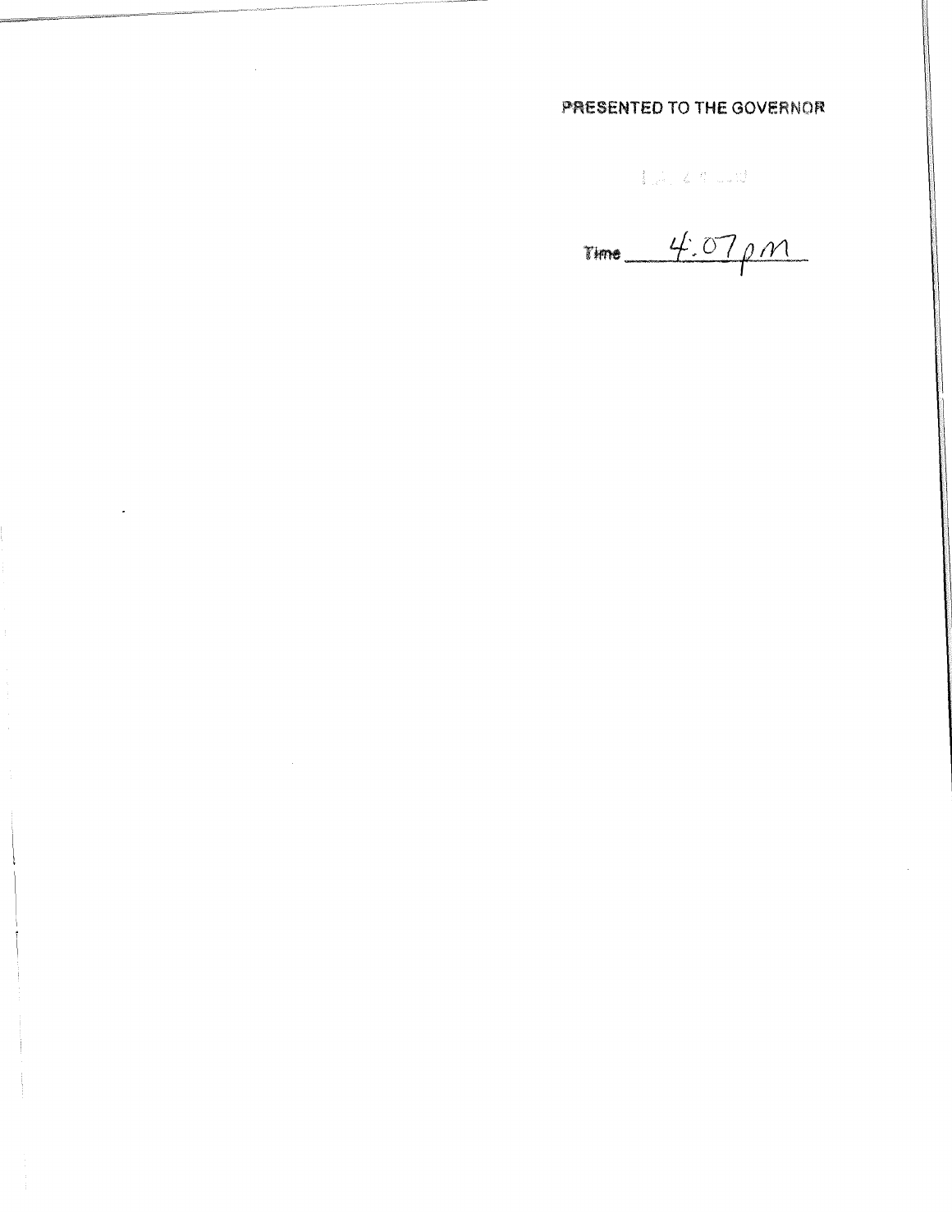PRESENTED TO THE GOVERNOR

Time 4:07pm